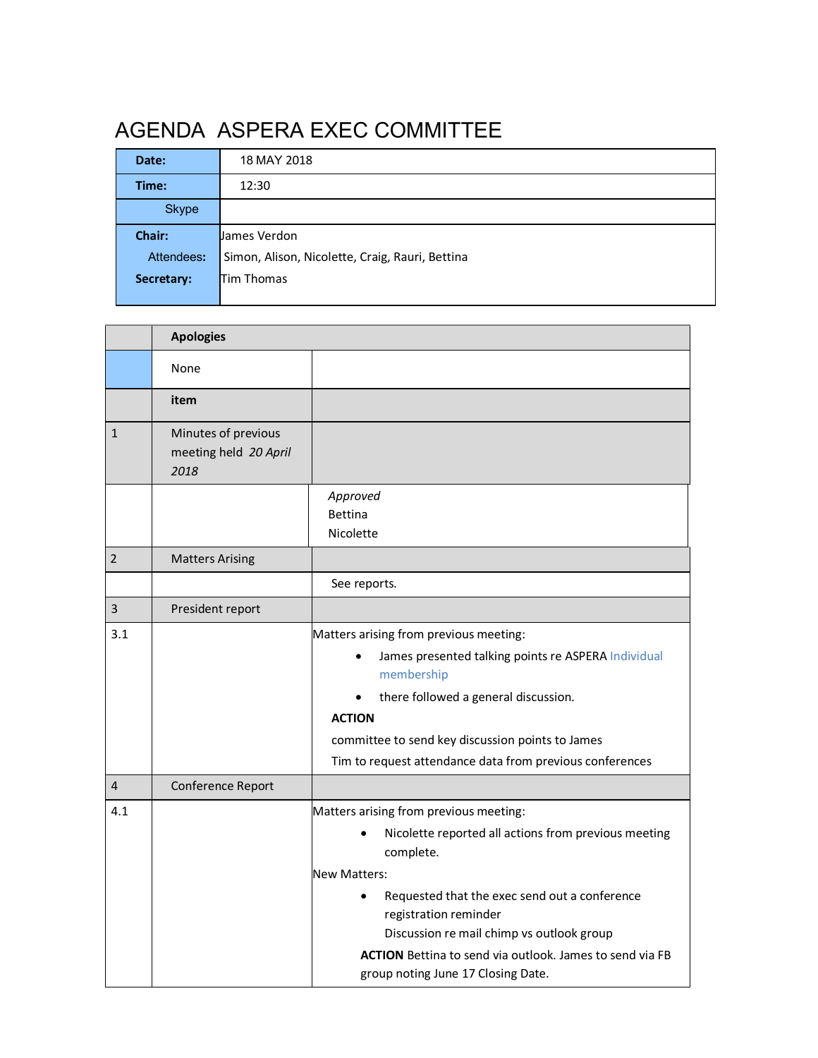# AGENDA  ASPERA EXEC COMMITTEE

| | |
|---|---|
| **Date:** | 18 MAY 2018 |
| **Time:** | 12:30 |
| Skype | |
| **Chair:** | James Verdon |
| Attendees: | Simon, Alison, Nicolette, Craig, Rauri, Bettina |
| **Secretary:** | Tim Thomas |

| | **Apologies** | |
|---|---|---|
| | None | |
| | **item** | |
| 1 | Minutes of previous meeting held *20 April 2018* | |
| | | *Approved*<br>Bettina<br>Nicolette |
| 2 | Matters Arising | |
| | | See reports. |
| 3 | President report | |
| 3.1 | | Matters arising from previous meeting:<br>• James presented talking points re ASPERA Individual membership<br>• there followed a general discussion.<br>**ACTION**<br>committee to send key discussion points to James<br>Tim to request attendance data from previous conferences |
| 4 | Conference Report | |
| 4.1 | | Matters arising from previous meeting:<br>• Nicolette reported all actions from previous meeting complete.<br>New Matters:<br>• Requested that the exec send out a conference registration reminder<br>Discussion re mail chimp vs outlook group<br>**ACTION** Bettina to send via outlook. James to send via FB group noting June 17 Closing Date. |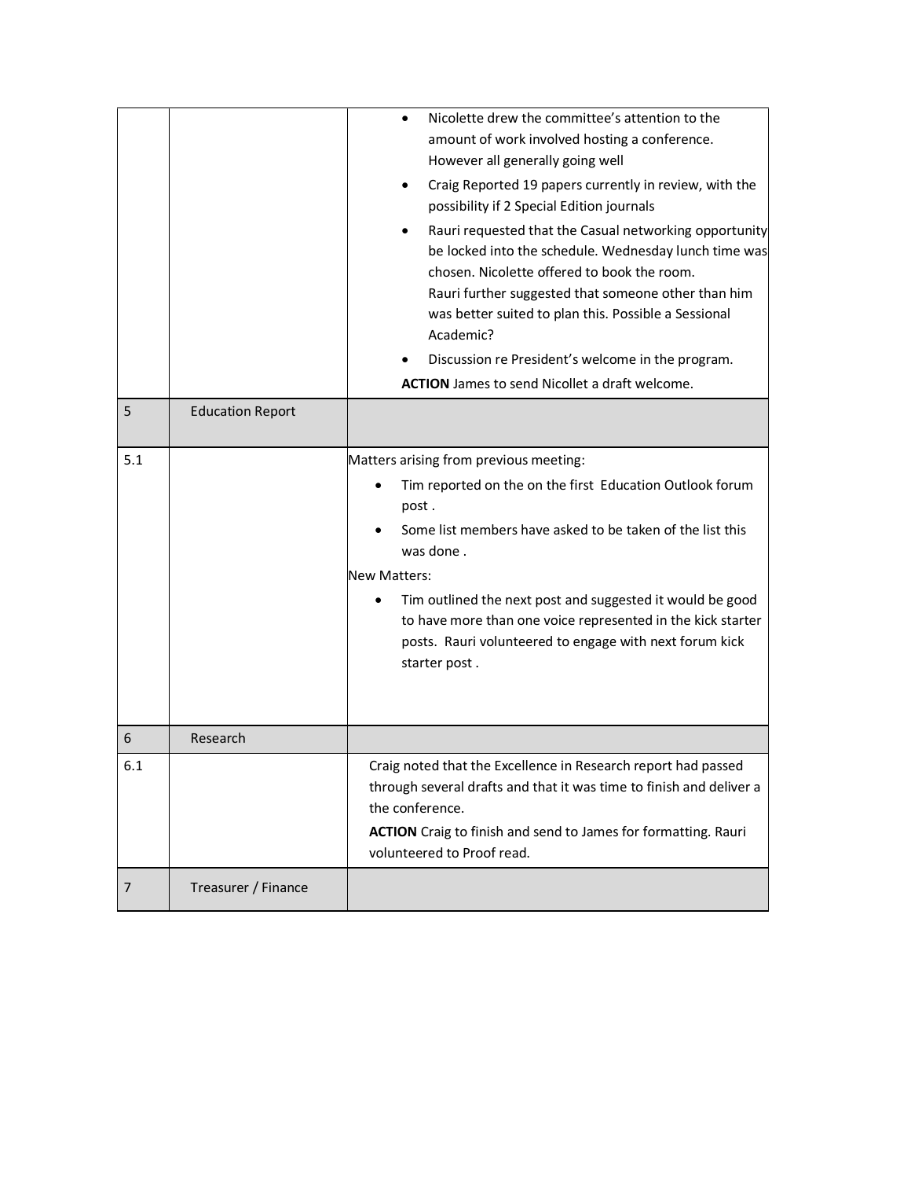| | | |
|---|---|---|
| | | • Nicolette drew the committee's attention to the amount of work involved hosting a conference. However all generally going well<br>• Craig Reported 19 papers currently in review, with the possibility if 2 Special Edition journals<br>• Rauri requested that the Casual networking opportunity be locked into the schedule. Wednesday lunch time was chosen. Nicolette offered to book the room. Rauri further suggested that someone other than him was better suited to plan this. Possible a Sessional Academic?<br>• Discussion re President's welcome in the program.<br>**ACTION** James to send Nicollet a draft welcome. |
| 5 | Education Report | |
| 5.1 | | Matters arising from previous meeting:<br>• Tim reported on the on the first Education Outlook forum post .<br>• Some list members have asked to be taken of the list this was done .<br>New Matters:<br>• Tim outlined the next post and suggested it would be good to have more than one voice represented in the kick starter posts. Rauri volunteered to engage with next forum kick starter post . |
| 6 | Research | |
| 6.1 | | Craig noted that the Excellence in Research report had passed through several drafts and that it was time to finish and deliver a the conference.<br>**ACTION** Craig to finish and send to James for formatting. Rauri volunteered to Proof read. |
| 7 | Treasurer / Finance | |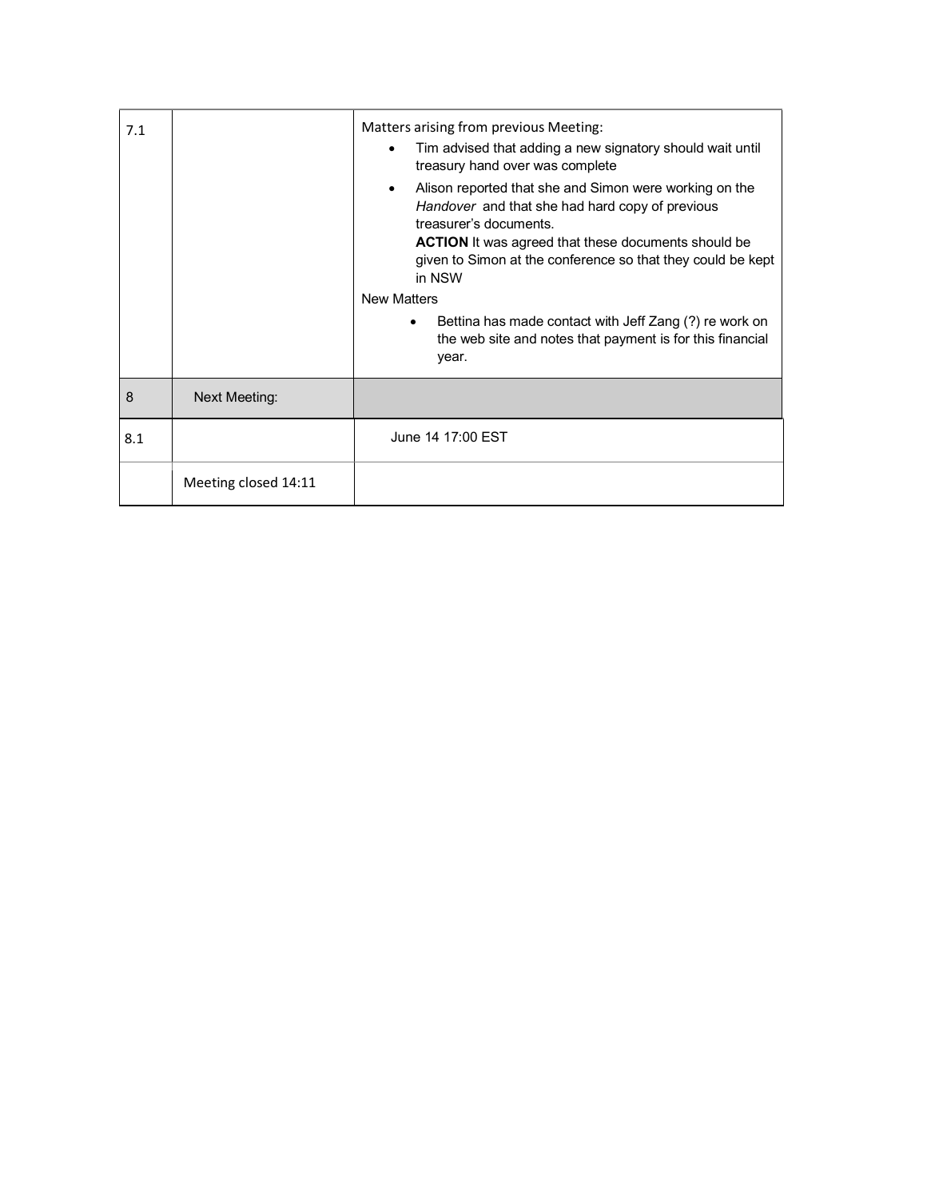| | | |
|---|---|---|
| 7.1 | | Matters arising from previous Meeting:<br>• Tim advised that adding a new signatory should wait until treasury hand over was complete<br>• Alison reported that she and Simon were working on the *Handover* and that she had hard copy of previous treasurer's documents.<br>**ACTION** It was agreed that these documents should be given to Simon at the conference so that they could be kept in NSW<br>New Matters<br>• Bettina has made contact with Jeff Zang (?) re work on the web site and notes that payment is for this financial year. |
| 8 | Next Meeting: | |
| 8.1 | | June 14 17:00 EST |
| | Meeting closed 14:11 | |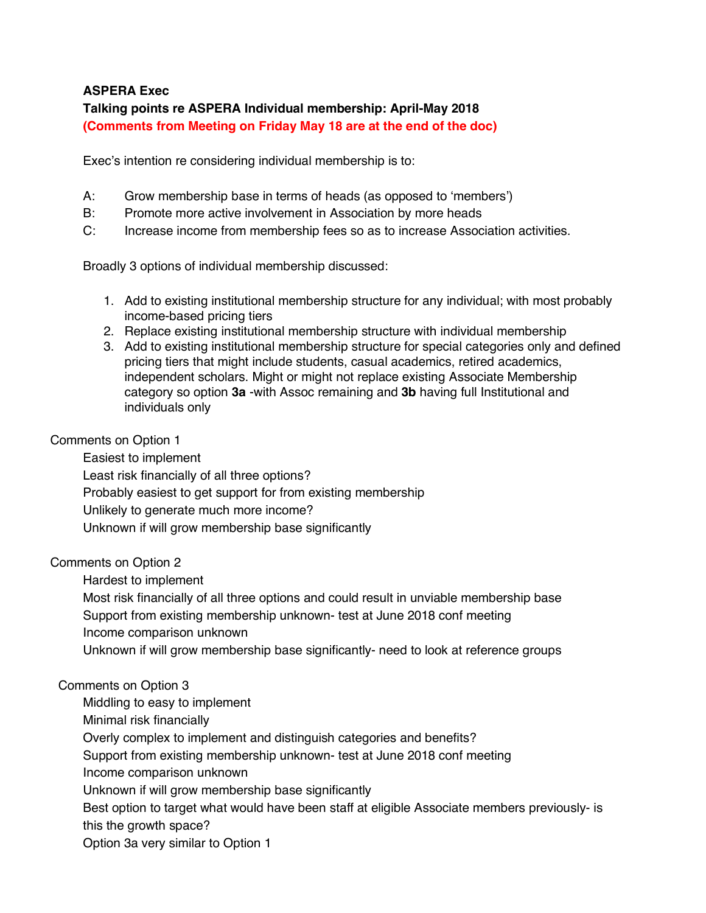**ASPERA Exec**

**Talking points re ASPERA Individual membership: April-May 2018**

**(Comments from Meeting on Friday May 18 are at the end of the doc)**

Exec's intention re considering individual membership is to:

- A: Grow membership base in terms of heads (as opposed to 'members')
- B: Promote more active involvement in Association by more heads
- C: Increase income from membership fees so as to increase Association activities.

Broadly 3 options of individual membership discussed:

1. Add to existing institutional membership structure for any individual; with most probably income-based pricing tiers
2. Replace existing institutional membership structure with individual membership
3. Add to existing institutional membership structure for special categories only and defined pricing tiers that might include students, casual academics, retired academics, independent scholars. Might or might not replace existing Associate Membership category so option **3a** -with Assoc remaining and **3b** having full Institutional and individuals only

Comments on Option 1

- Easiest to implement
- Least risk financially of all three options?
- Probably easiest to get support for from existing membership
- Unlikely to generate much more income?
- Unknown if will grow membership base significantly

Comments on Option 2

- Hardest to implement
- Most risk financially of all three options and could result in unviable membership base
- Support from existing membership unknown- test at June 2018 conf meeting
- Income comparison unknown
- Unknown if will grow membership base significantly- need to look at reference groups

Comments on Option 3

- Middling to easy to implement
- Minimal risk financially
- Overly complex to implement and distinguish categories and benefits?
- Support from existing membership unknown- test at June 2018 conf meeting
- Income comparison unknown
- Unknown if will grow membership base significantly
- Best option to target what would have been staff at eligible Associate members previously- is this the growth space?
- Option 3a very similar to Option 1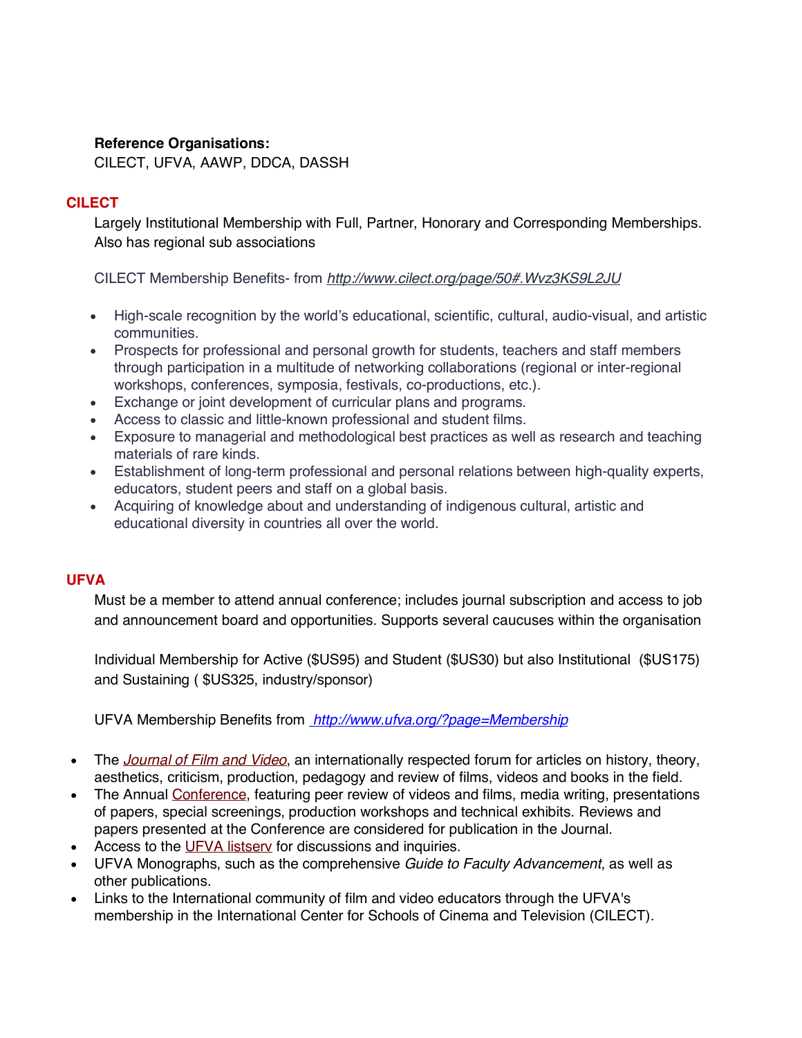**Reference Organisations:**
CILECT, UFVA, AAWP, DDCA, DASSH

## CILECT

Largely Institutional Membership with Full, Partner, Honorary and Corresponding Memberships. Also has regional sub associations

CILECT Membership Benefits- from *http://www.cilect.org/page/50#.Wvz3KS9L2JU*

- High-scale recognition by the world's educational, scientific, cultural, audio-visual, and artistic communities.
- Prospects for professional and personal growth for students, teachers and staff members through participation in a multitude of networking collaborations (regional or inter-regional workshops, conferences, symposia, festivals, co-productions, etc.).
- Exchange or joint development of curricular plans and programs.
- Access to classic and little-known professional and student films.
- Exposure to managerial and methodological best practices as well as research and teaching materials of rare kinds.
- Establishment of long-term professional and personal relations between high-quality experts, educators, student peers and staff on a global basis.
- Acquiring of knowledge about and understanding of indigenous cultural, artistic and educational diversity in countries all over the world.

## UFVA

Must be a member to attend annual conference; includes journal subscription and access to job and announcement board and opportunities. Supports several caucuses within the organisation

Individual Membership for Active ($US95) and Student ($US30) but also Institutional ($US175) and Sustaining ( $US325, industry/sponsor)

UFVA Membership Benefits from *http://www.ufva.org/?page=Membership*

- The *Journal of Film and Video*, an internationally respected forum for articles on history, theory, aesthetics, criticism, production, pedagogy and review of films, videos and books in the field.
- The Annual Conference, featuring peer review of videos and films, media writing, presentations of papers, special screenings, production workshops and technical exhibits. Reviews and papers presented at the Conference are considered for publication in the Journal.
- Access to the UFVA listserv for discussions and inquiries.
- UFVA Monographs, such as the comprehensive *Guide to Faculty Advancement*, as well as other publications.
- Links to the International community of film and video educators through the UFVA's membership in the International Center for Schools of Cinema and Television (CILECT).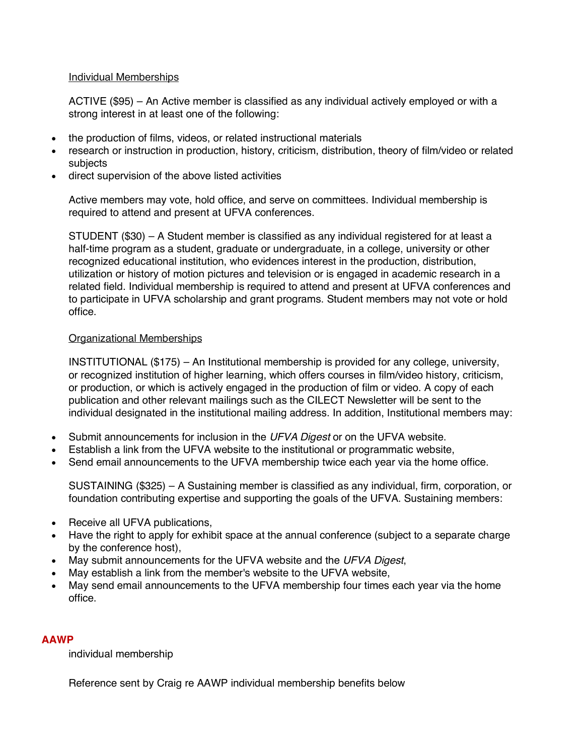Individual Memberships

ACTIVE ($95) – An Active member is classified as any individual actively employed or with a strong interest in at least one of the following:

- the production of films, videos, or related instructional materials
- research or instruction in production, history, criticism, distribution, theory of film/video or related subjects
- direct supervision of the above listed activities

Active members may vote, hold office, and serve on committees. Individual membership is required to attend and present at UFVA conferences.

STUDENT ($30) – A Student member is classified as any individual registered for at least a half-time program as a student, graduate or undergraduate, in a college, university or other recognized educational institution, who evidences interest in the production, distribution, utilization or history of motion pictures and television or is engaged in academic research in a related field. Individual membership is required to attend and present at UFVA conferences and to participate in UFVA scholarship and grant programs. Student members may not vote or hold office.

Organizational Memberships

INSTITUTIONAL ($175) – An Institutional membership is provided for any college, university, or recognized institution of higher learning, which offers courses in film/video history, criticism, or production, or which is actively engaged in the production of film or video. A copy of each publication and other relevant mailings such as the CILECT Newsletter will be sent to the individual designated in the institutional mailing address. In addition, Institutional members may:

- Submit announcements for inclusion in the *UFVA Digest* or on the UFVA website.
- Establish a link from the UFVA website to the institutional or programmatic website,
- Send email announcements to the UFVA membership twice each year via the home office.

SUSTAINING ($325) – A Sustaining member is classified as any individual, firm, corporation, or foundation contributing expertise and supporting the goals of the UFVA. Sustaining members:

- Receive all UFVA publications,
- Have the right to apply for exhibit space at the annual conference (subject to a separate charge by the conference host),
- May submit announcements for the UFVA website and the *UFVA Digest*,
- May establish a link from the member's website to the UFVA website,
- May send email announcements to the UFVA membership four times each year via the home office.

**AAWP**

individual membership

Reference sent by Craig re AAWP individual membership benefits below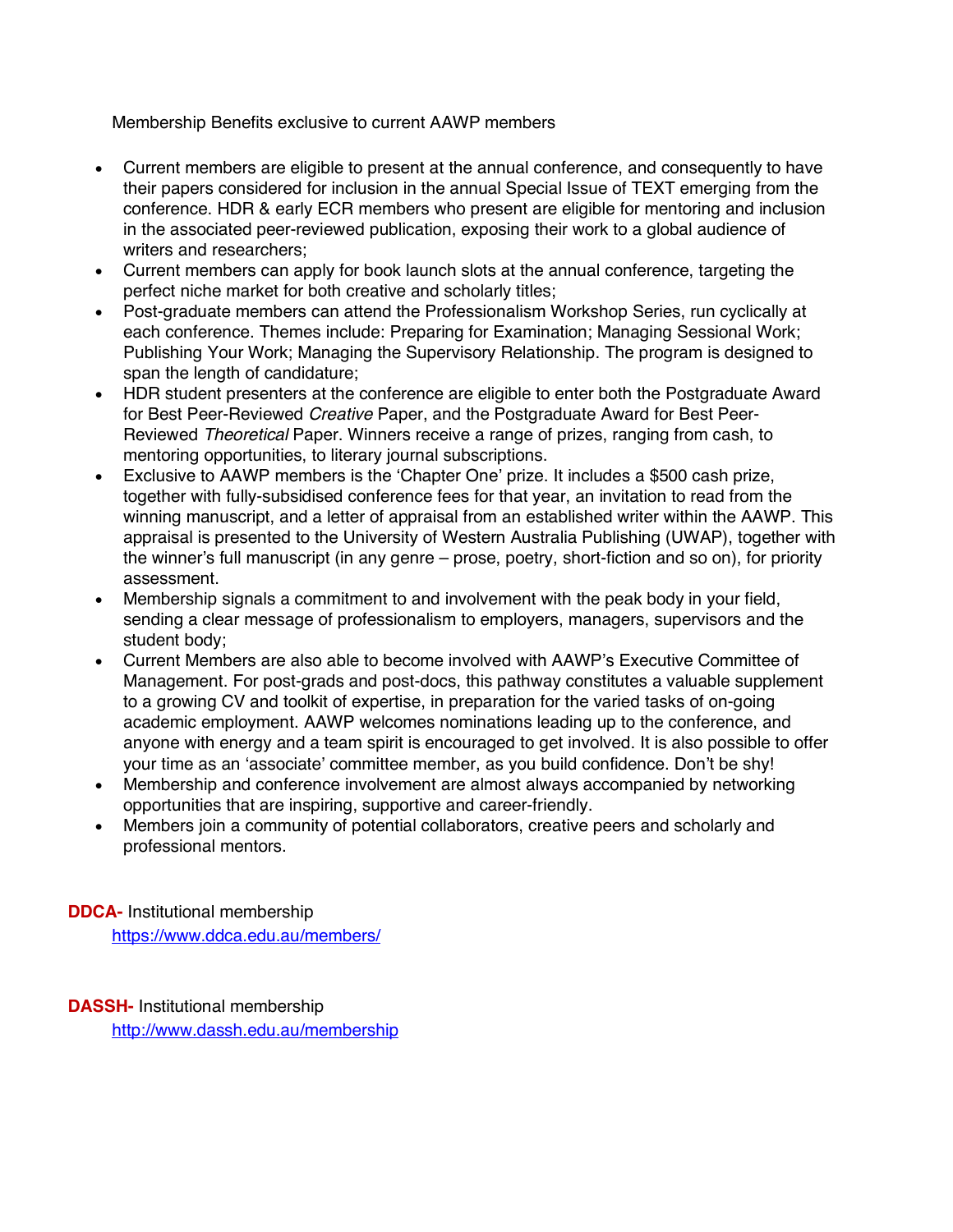Membership Benefits exclusive to current AAWP members

- Current members are eligible to present at the annual conference, and consequently to have their papers considered for inclusion in the annual Special Issue of TEXT emerging from the conference. HDR & early ECR members who present are eligible for mentoring and inclusion in the associated peer-reviewed publication, exposing their work to a global audience of writers and researchers;
- Current members can apply for book launch slots at the annual conference, targeting the perfect niche market for both creative and scholarly titles;
- Post-graduate members can attend the Professionalism Workshop Series, run cyclically at each conference. Themes include: Preparing for Examination; Managing Sessional Work; Publishing Your Work; Managing the Supervisory Relationship. The program is designed to span the length of candidature;
- HDR student presenters at the conference are eligible to enter both the Postgraduate Award for Best Peer-Reviewed *Creative* Paper, and the Postgraduate Award for Best Peer-Reviewed *Theoretical* Paper. Winners receive a range of prizes, ranging from cash, to mentoring opportunities, to literary journal subscriptions.
- Exclusive to AAWP members is the 'Chapter One' prize. It includes a $500 cash prize, together with fully-subsidised conference fees for that year, an invitation to read from the winning manuscript, and a letter of appraisal from an established writer within the AAWP. This appraisal is presented to the University of Western Australia Publishing (UWAP), together with the winner's full manuscript (in any genre – prose, poetry, short-fiction and so on), for priority assessment.
- Membership signals a commitment to and involvement with the peak body in your field, sending a clear message of professionalism to employers, managers, supervisors and the student body;
- Current Members are also able to become involved with AAWP's Executive Committee of Management. For post-grads and post-docs, this pathway constitutes a valuable supplement to a growing CV and toolkit of expertise, in preparation for the varied tasks of on-going academic employment. AAWP welcomes nominations leading up to the conference, and anyone with energy and a team spirit is encouraged to get involved. It is also possible to offer your time as an 'associate' committee member, as you build confidence. Don't be shy!
- Membership and conference involvement are almost always accompanied by networking opportunities that are inspiring, supportive and career-friendly.
- Members join a community of potential collaborators, creative peers and scholarly and professional mentors.

**DDCA-** Institutional membership

https://www.ddca.edu.au/members/

**DASSH-** Institutional membership

http://www.dassh.edu.au/membership